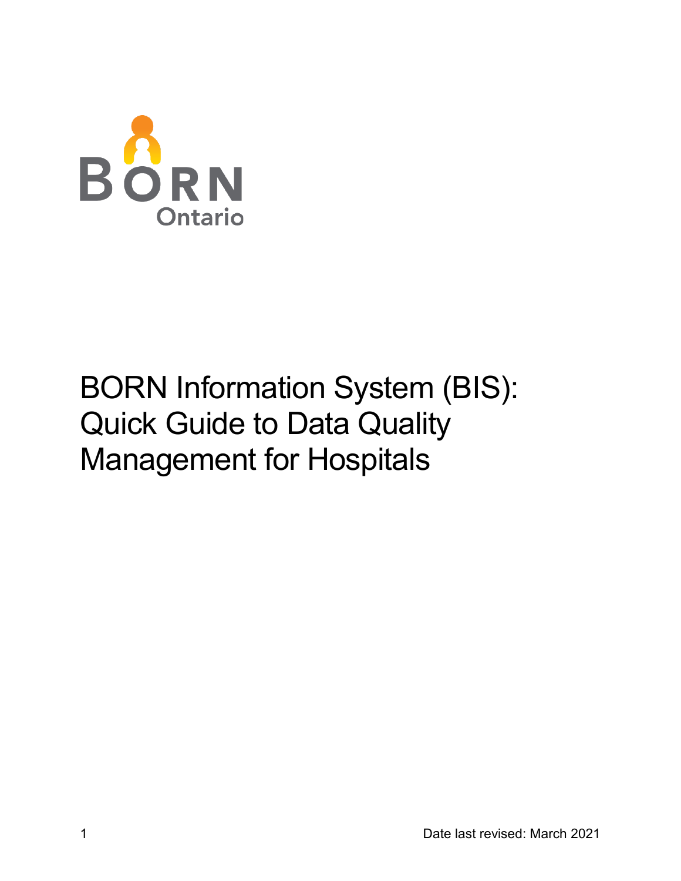BORN Ontario

# BORN Information System (BIS): Quick Guide to Data Quality Management for Hospitals

Date last revised: March 2021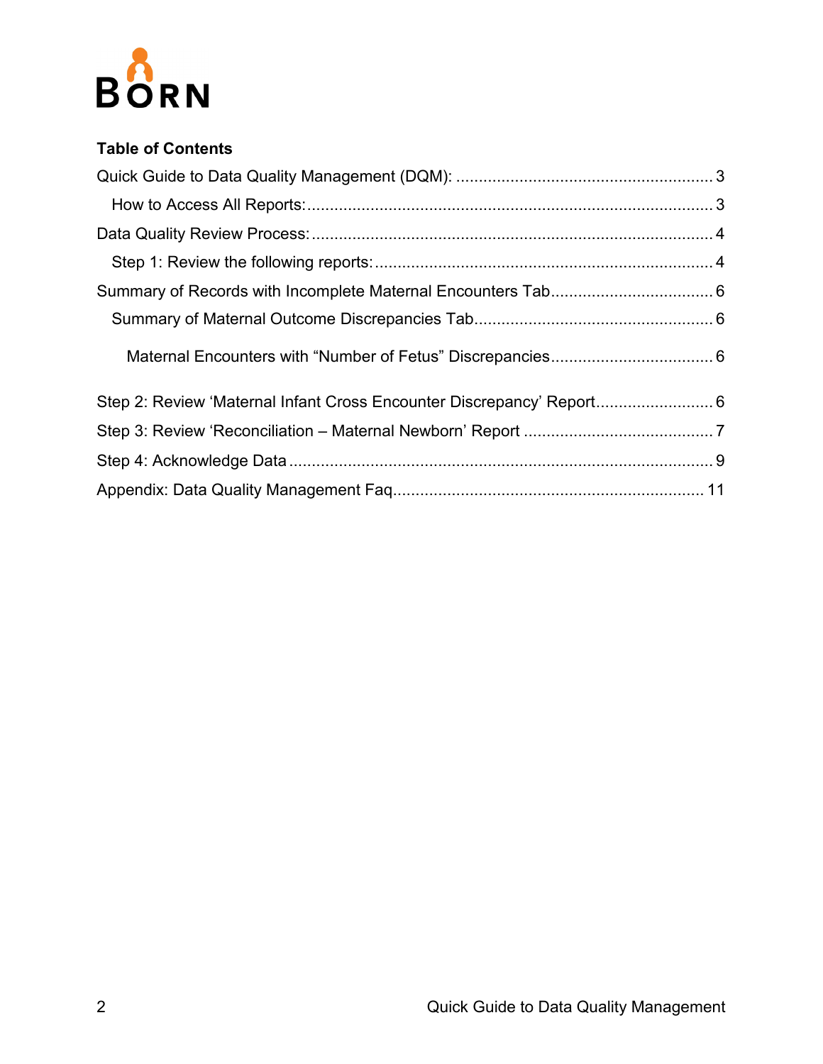**Table of Contents**

Quick Guide to Data Quality Management (DQM): ........................................................ 3

&nbsp;&nbsp;&nbsp;&nbsp;How to Access All Reports: ........................................................................................ 3

Data Quality Review Process: ....................................................................................... 4

&nbsp;&nbsp;&nbsp;&nbsp;Step 1: Review the following reports: ......................................................................... 4

Summary of Records with Incomplete Maternal Encounters Tab ................................... 6

&nbsp;&nbsp;&nbsp;&nbsp;Summary of Maternal Outcome Discrepancies Tab .................................................... 6

&nbsp;&nbsp;&nbsp;&nbsp;&nbsp;&nbsp;&nbsp;&nbsp;Maternal Encounters with “Number of Fetus” Discrepancies ................................... 6

Step 2: Review ‘Maternal Infant Cross Encounter Discrepancy’ Report .......................... 6

Step 3: Review ‘Reconciliation – Maternal Newborn’ Report .......................................... 7

Step 4: Acknowledge Data ............................................................................................ 9

Appendix: Data Quality Management Faq .................................................................... 11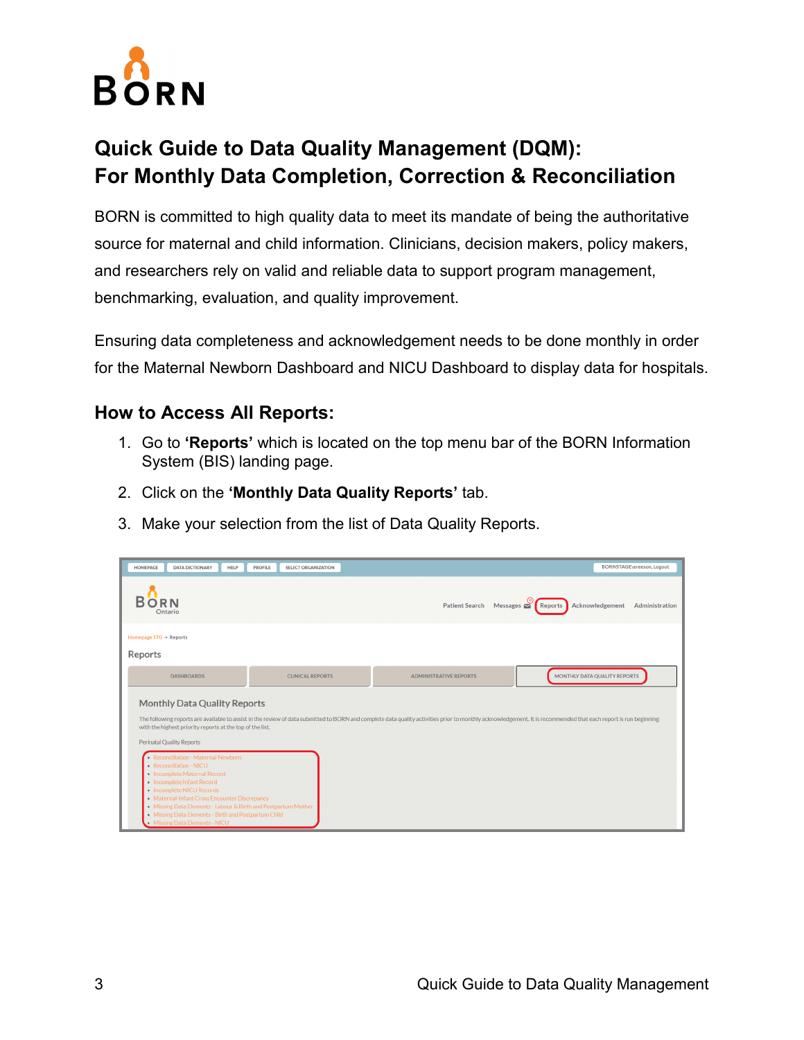# Quick Guide to Data Quality Management (DQM): For Monthly Data Completion, Correction & Reconciliation

BORN is committed to high quality data to meet its mandate of being the authoritative source for maternal and child information. Clinicians, decision makers, policy makers, and researchers rely on valid and reliable data to support program management, benchmarking, evaluation, and quality improvement.

Ensuring data completeness and acknowledgement needs to be done monthly in order for the Maternal Newborn Dashboard and NICU Dashboard to display data for hospitals.

## How to Access All Reports:

1. Go to **'Reports'** which is located on the top menu bar of the BORN Information System (BIS) landing page.
2. Click on the **'Monthly Data Quality Reports'** tab.
3. Make your selection from the list of Data Quality Reports.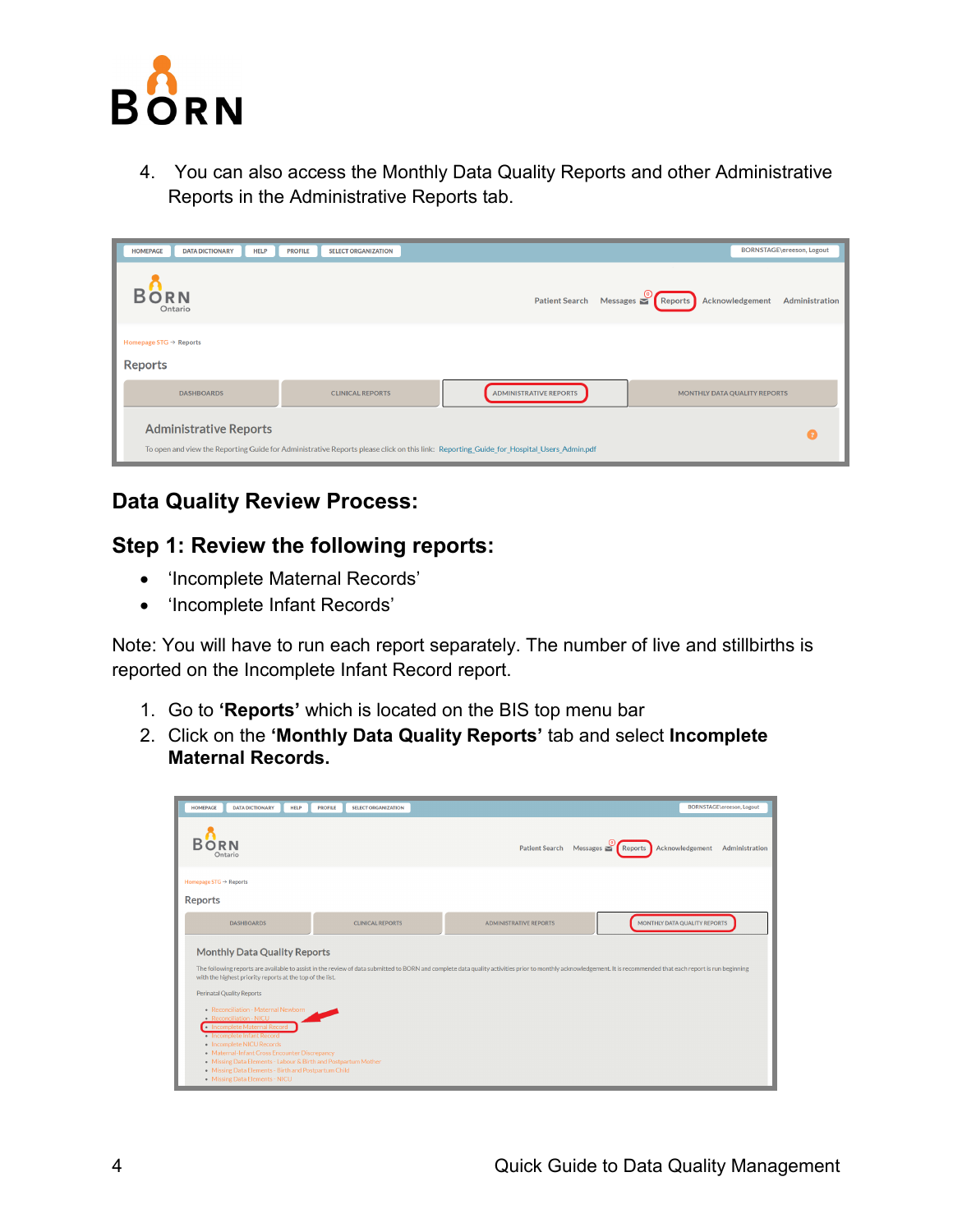4. You can also access the Monthly Data Quality Reports and other Administrative Reports in the Administrative Reports tab.

## Data Quality Review Process:

## Step 1: Review the following reports:

- ‘Incomplete Maternal Records’
- ‘Incomplete Infant Records’

Note: You will have to run each report separately. The number of live and stillbirths is reported on the Incomplete Infant Record report.

1. Go to **‘Reports’** which is located on the BIS top menu bar
2. Click on the **‘Monthly Data Quality Reports’** tab and select **Incomplete Maternal Records.**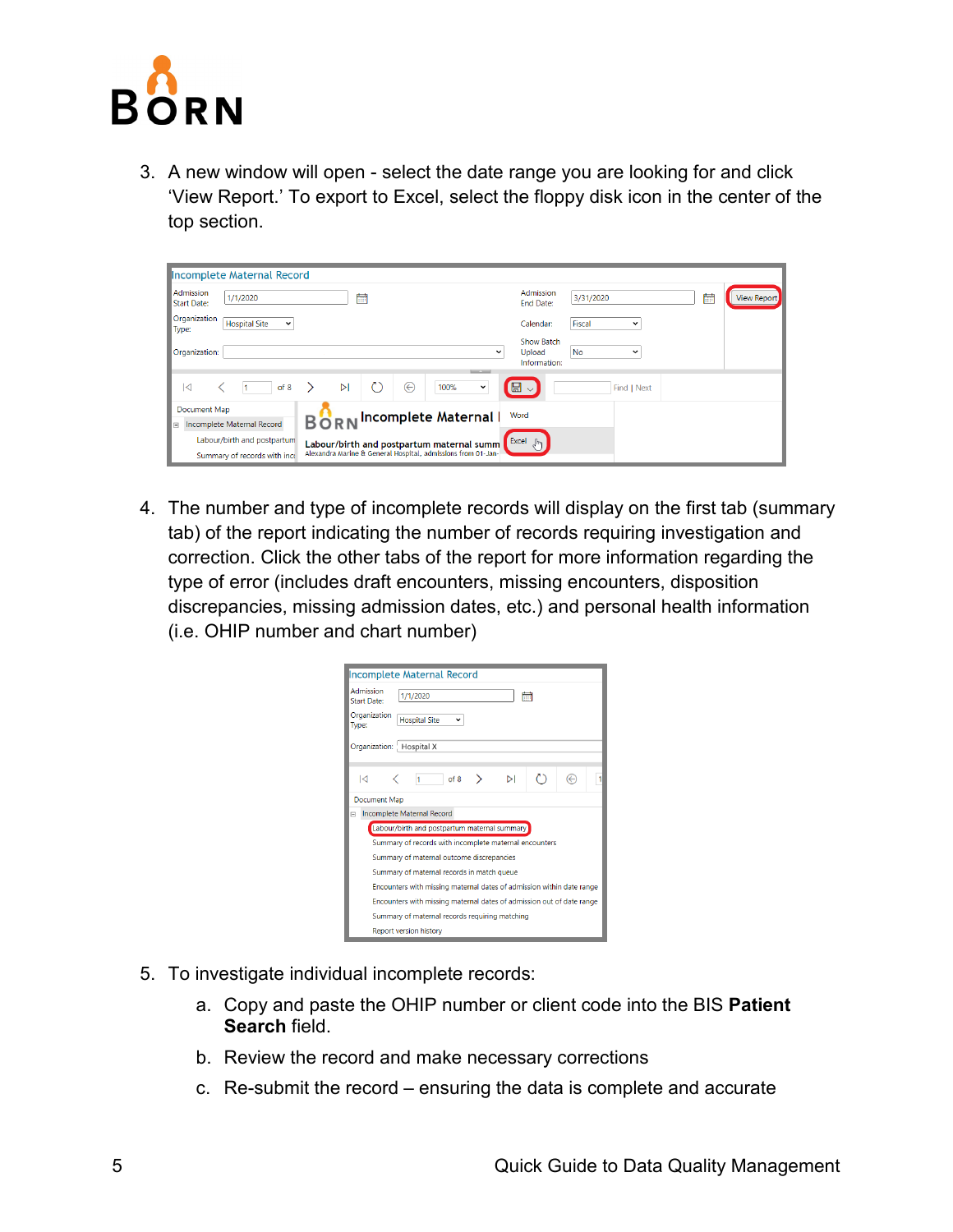3. A new window will open - select the date range you are looking for and click 'View Report.' To export to Excel, select the floppy disk icon in the center of the top section.

4. The number and type of incomplete records will display on the first tab (summary tab) of the report indicating the number of records requiring investigation and correction. Click the other tabs of the report for more information regarding the type of error (includes draft encounters, missing encounters, disposition discrepancies, missing admission dates, etc.) and personal health information (i.e. OHIP number and chart number)

5. To investigate individual incomplete records:

   a. Copy and paste the OHIP number or client code into the BIS **Patient Search** field.

   b. Review the record and make necessary corrections

   c. Re-submit the record – ensuring the data is complete and accurate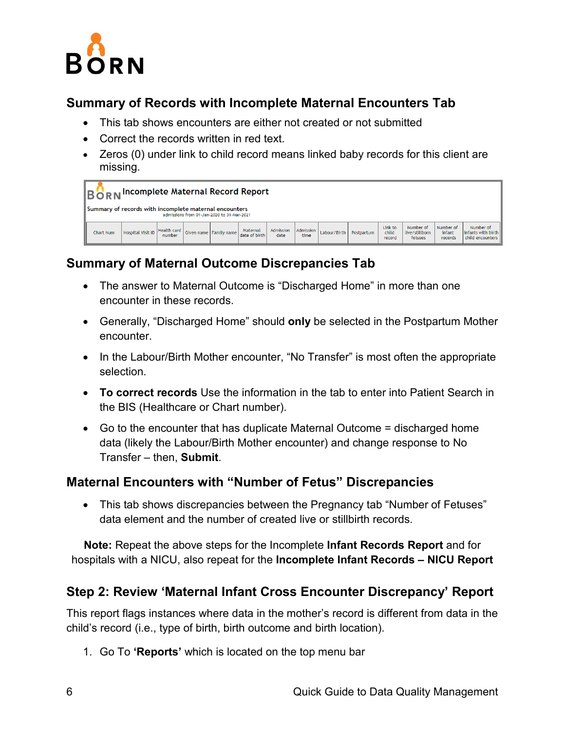## Summary of Records with Incomplete Maternal Encounters Tab

- This tab shows encounters are either not created or not submitted
- Correct the records written in red text.
- Zeros (0) under link to child record means linked baby records for this client are missing.

**Incomplete Maternal Record Report**

Summary of records with incomplete maternal encounters
admissions from 01-Jan-2020 to 31-Mar-2021

| Chart Num | Hospital Visit ID | Health card number | Given name | Family name | Maternal date of birth | Admission date | Admission time | Labour/Birth | Postpartum | Link to child record | Number of live/stillborn fetuses | Number of infant records | Number of infants with birth child encounters |
|---|---|---|---|---|---|---|---|---|---|---|---|---|---|

## Summary of Maternal Outcome Discrepancies Tab

- The answer to Maternal Outcome is "Discharged Home" in more than one encounter in these records.
- Generally, "Discharged Home" should **only** be selected in the Postpartum Mother encounter.
- In the Labour/Birth Mother encounter, "No Transfer" is most often the appropriate selection.
- **To correct records** Use the information in the tab to enter into Patient Search in the BIS (Healthcare or Chart number).
- Go to the encounter that has duplicate Maternal Outcome = discharged home data (likely the Labour/Birth Mother encounter) and change response to No Transfer – then, **Submit**.

## Maternal Encounters with "Number of Fetus" Discrepancies

- This tab shows discrepancies between the Pregnancy tab "Number of Fetuses" data element and the number of created live or stillbirth records.

**Note:** Repeat the above steps for the Incomplete **Infant Records Report** and for hospitals with a NICU, also repeat for the **Incomplete Infant Records – NICU Report**

## Step 2: Review 'Maternal Infant Cross Encounter Discrepancy' Report

This report flags instances where data in the mother's record is different from data in the child's record (i.e., type of birth, birth outcome and birth location).

1. Go To **'Reports'** which is located on the top menu bar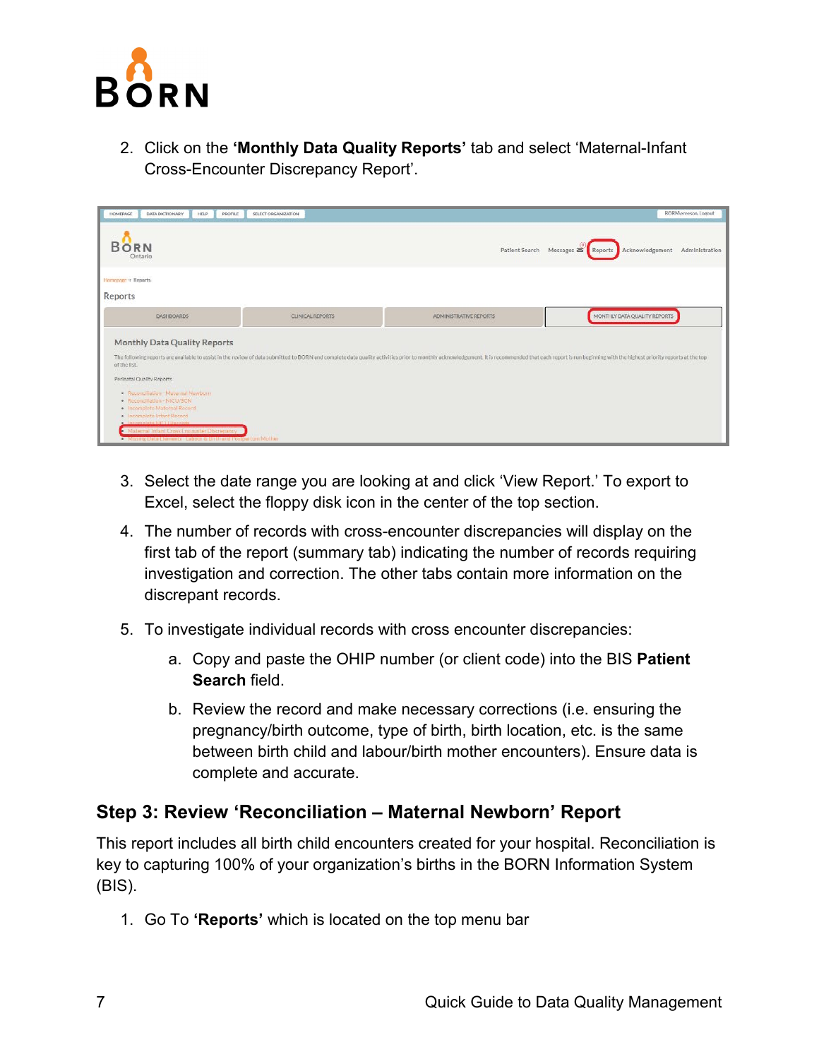2. Click on the **'Monthly Data Quality Reports'** tab and select 'Maternal-Infant Cross-Encounter Discrepancy Report'.

3. Select the date range you are looking at and click 'View Report.' To export to Excel, select the floppy disk icon in the center of the top section.
4. The number of records with cross-encounter discrepancies will display on the first tab of the report (summary tab) indicating the number of records requiring investigation and correction. The other tabs contain more information on the discrepant records.
5. To investigate individual records with cross encounter discrepancies:
   a. Copy and paste the OHIP number (or client code) into the BIS **Patient Search** field.
   b. Review the record and make necessary corrections (i.e. ensuring the pregnancy/birth outcome, type of birth, birth location, etc. is the same between birth child and labour/birth mother encounters). Ensure data is complete and accurate.

### Step 3: Review 'Reconciliation – Maternal Newborn' Report

This report includes all birth child encounters created for your hospital. Reconciliation is key to capturing 100% of your organization's births in the BORN Information System (BIS).

1. Go To **'Reports'** which is located on the top menu bar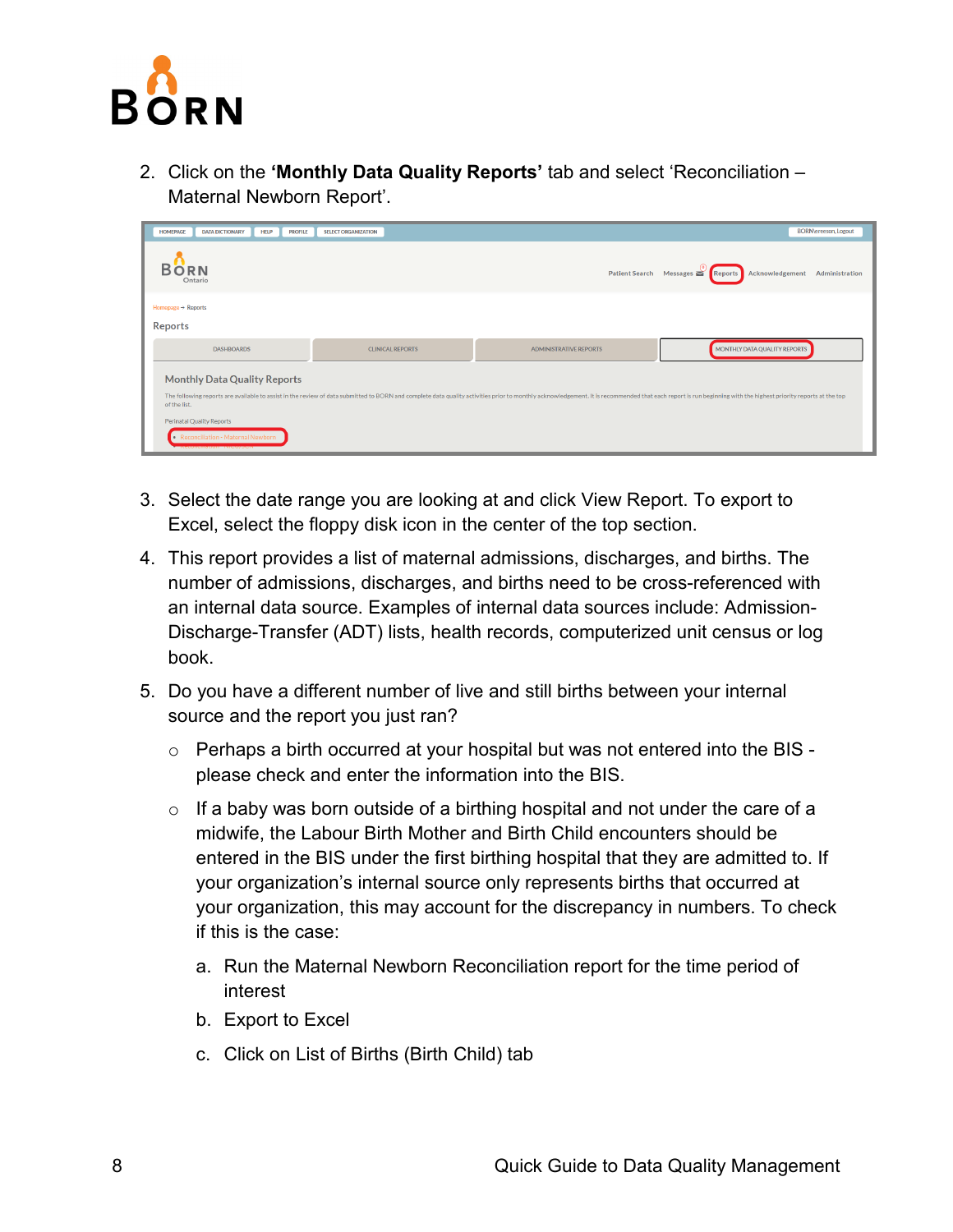2. Click on the **'Monthly Data Quality Reports'** tab and select 'Reconciliation – Maternal Newborn Report'.

3. Select the date range you are looking at and click View Report. To export to Excel, select the floppy disk icon in the center of the top section.

4. This report provides a list of maternal admissions, discharges, and births. The number of admissions, discharges, and births need to be cross-referenced with an internal data source. Examples of internal data sources include: Admission-Discharge-Transfer (ADT) lists, health records, computerized unit census or log book.

5. Do you have a different number of live and still births between your internal source and the report you just ran?

   - Perhaps a birth occurred at your hospital but was not entered into the BIS - please check and enter the information into the BIS.
   - If a baby was born outside of a birthing hospital and not under the care of a midwife, the Labour Birth Mother and Birth Child encounters should be entered in the BIS under the first birthing hospital that they are admitted to. If your organization's internal source only represents births that occurred at your organization, this may account for the discrepancy in numbers. To check if this is the case:

     a. Run the Maternal Newborn Reconciliation report for the time period of interest
     b. Export to Excel
     c. Click on List of Births (Birth Child) tab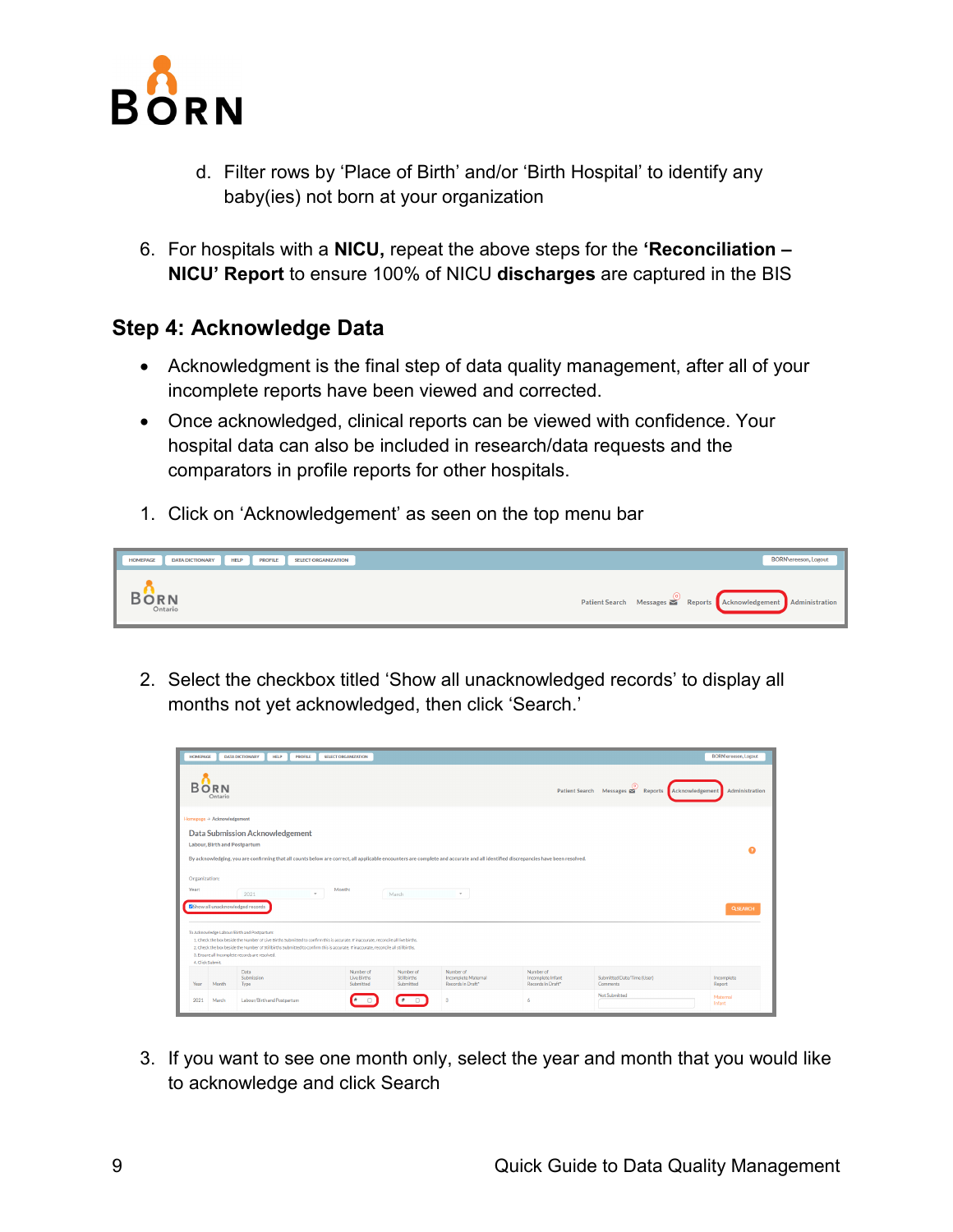d. Filter rows by ‘Place of Birth’ and/or ‘Birth Hospital’ to identify any baby(ies) not born at your organization

6. For hospitals with a **NICU,** repeat the above steps for the **‘Reconciliation – NICU’ Report** to ensure 100% of NICU **discharges** are captured in the BIS

## Step 4: Acknowledge Data

- Acknowledgment is the final step of data quality management, after all of your incomplete reports have been viewed and corrected.
- Once acknowledged, clinical reports can be viewed with confidence. Your hospital data can also be included in research/data requests and the comparators in profile reports for other hospitals.

1. Click on ‘Acknowledgement’ as seen on the top menu bar

2. Select the checkbox titled ‘Show all unacknowledged records’ to display all months not yet acknowledged, then click ‘Search.’

3. If you want to see one month only, select the year and month that you would like to acknowledge and click Search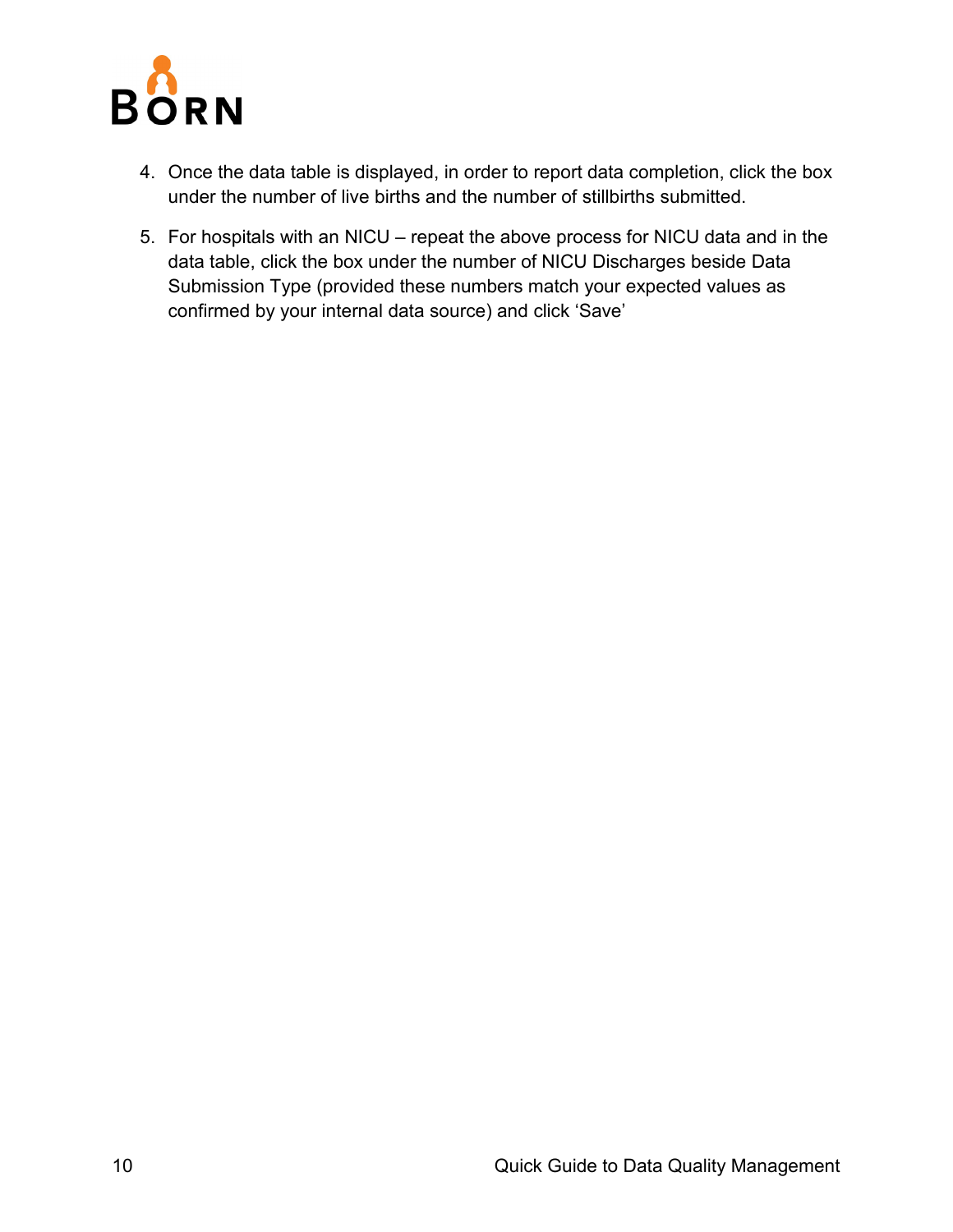4. Once the data table is displayed, in order to report data completion, click the box under the number of live births and the number of stillbirths submitted.

5. For hospitals with an NICU – repeat the above process for NICU data and in the data table, click the box under the number of NICU Discharges beside Data Submission Type (provided these numbers match your expected values as confirmed by your internal data source) and click ‘Save’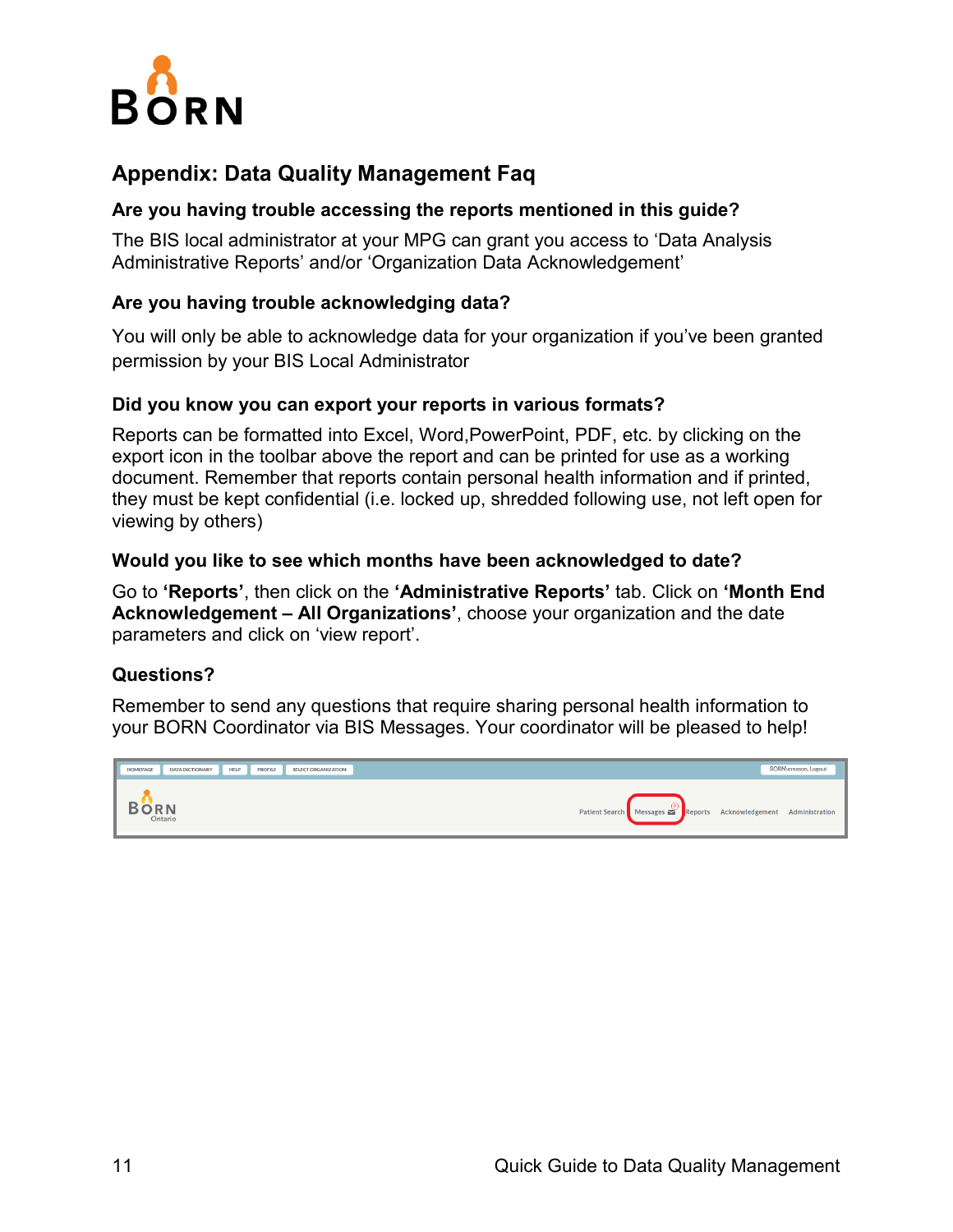## Appendix: Data Quality Management Faq

### Are you having trouble accessing the reports mentioned in this guide?

The BIS local administrator at your MPG can grant you access to 'Data Analysis Administrative Reports' and/or 'Organization Data Acknowledgement'

### Are you having trouble acknowledging data?

You will only be able to acknowledge data for your organization if you've been granted permission by your BIS Local Administrator

### Did you know you can export your reports in various formats?

Reports can be formatted into Excel, Word,PowerPoint, PDF, etc. by clicking on the export icon in the toolbar above the report and can be printed for use as a working document. Remember that reports contain personal health information and if printed, they must be kept confidential (i.e. locked up, shredded following use, not left open for viewing by others)

### Would you like to see which months have been acknowledged to date?

Go to **'Reports'**, then click on the **'Administrative Reports'** tab. Click on **'Month End Acknowledgement – All Organizations'**, choose your organization and the date parameters and click on 'view report'.

### Questions?

Remember to send any questions that require sharing personal health information to your BORN Coordinator via BIS Messages. Your coordinator will be pleased to help!